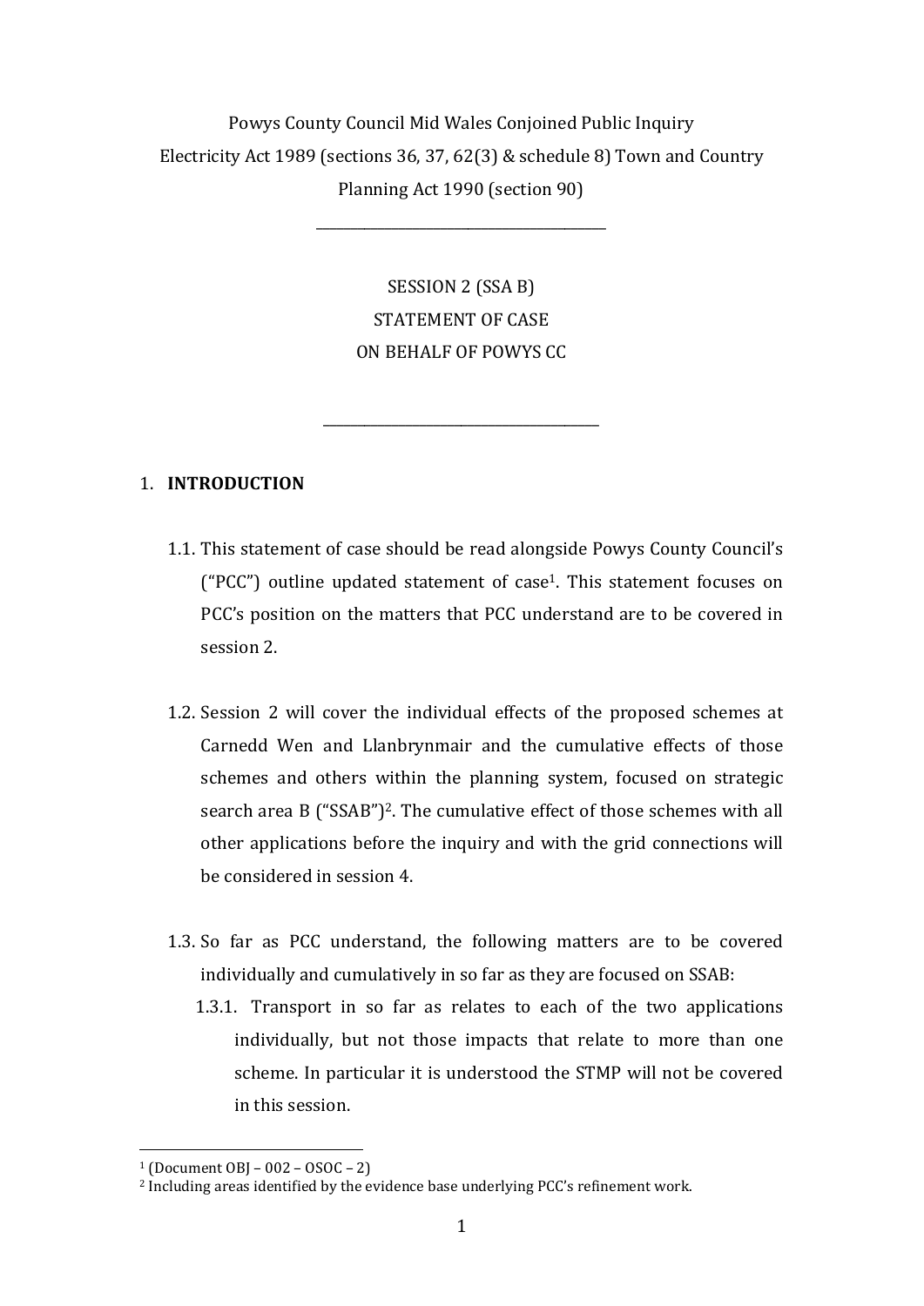Powys County Council Mid Wales Conjoined Public Inquiry
Electricity Act 1989 (sections 36, 37, 62(3) & schedule 8) Town and Country Planning Act 1990 (section 90)

---

SESSION 2 (SSA B)
STATEMENT OF CASE
ON BEHALF OF POWYS CC

---

1. **INTRODUCTION**

1.1. This statement of case should be read alongside Powys County Council's ("PCC") outline updated statement of case[1]. This statement focuses on PCC's position on the matters that PCC understand are to be covered in session 2.

1.2. Session 2 will cover the individual effects of the proposed schemes at Carnedd Wen and Llanbrynmair and the cumulative effects of those schemes and others within the planning system, focused on strategic search area B ("SSAB")[2]. The cumulative effect of those schemes with all other applications before the inquiry and with the grid connections will be considered in session 4.

1.3. So far as PCC understand, the following matters are to be covered individually and cumulatively in so far as they are focused on SSAB:

1.3.1. Transport in so far as relates to each of the two applications individually, but not those impacts that relate to more than one scheme. In particular it is understood the STMP will not be covered in this session.

---

[1] (Document OBJ – 002 – OSOC – 2)

[2] Including areas identified by the evidence base underlying PCC's refinement work.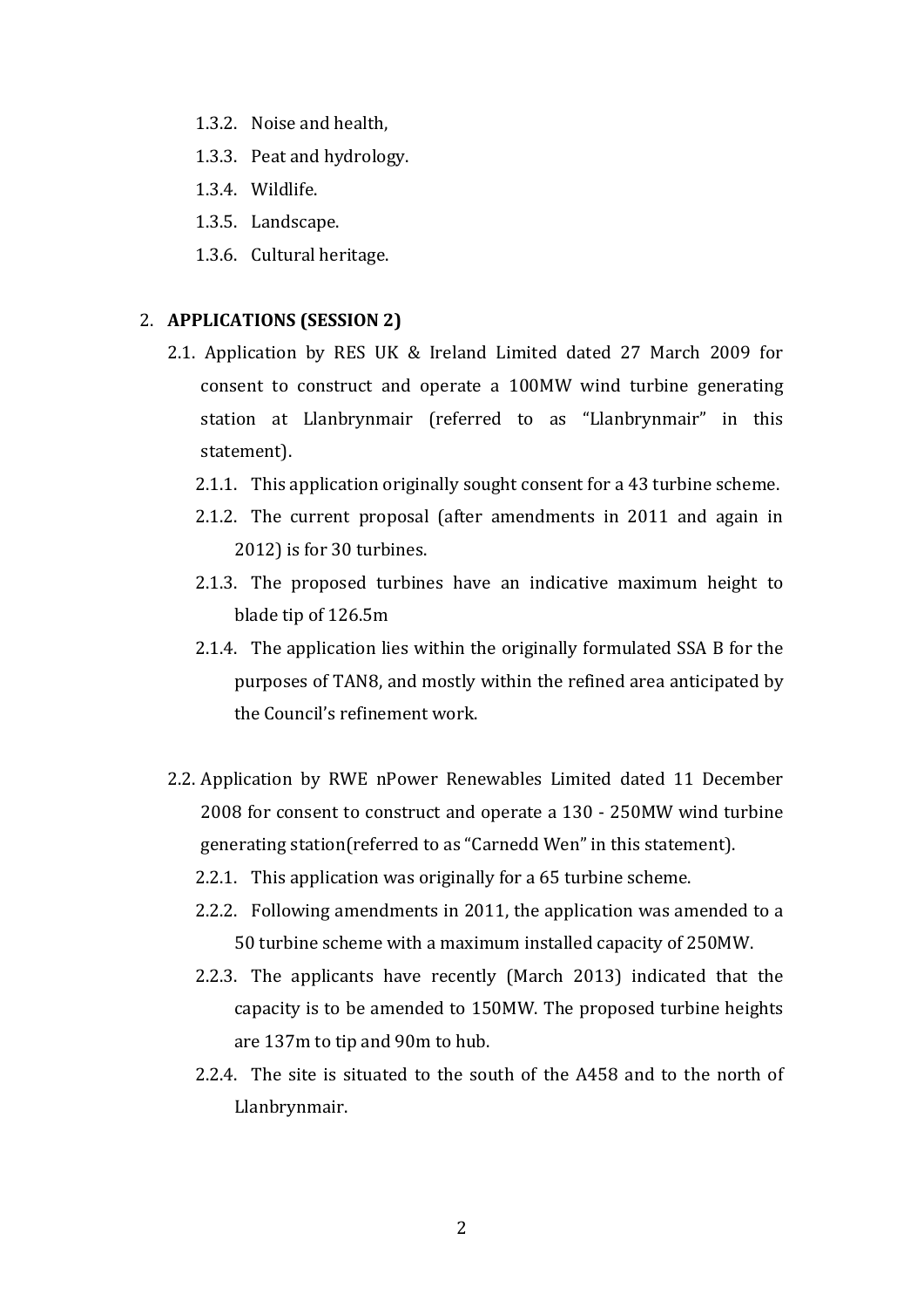1.3.2. Noise and health,

1.3.3. Peat and hydrology.

1.3.4. Wildlife.

1.3.5. Landscape.

1.3.6. Cultural heritage.

2. **APPLICATIONS (SESSION 2)**

2.1. Application by RES UK & Ireland Limited dated 27 March 2009 for consent to construct and operate a 100MW wind turbine generating station at Llanbrynmair (referred to as "Llanbrynmair" in this statement).

2.1.1. This application originally sought consent for a 43 turbine scheme.

2.1.2. The current proposal (after amendments in 2011 and again in 2012) is for 30 turbines.

2.1.3. The proposed turbines have an indicative maximum height to blade tip of 126.5m

2.1.4. The application lies within the originally formulated SSA B for the purposes of TAN8, and mostly within the refined area anticipated by the Council's refinement work.

2.2. Application by RWE nPower Renewables Limited dated 11 December 2008 for consent to construct and operate a 130 - 250MW wind turbine generating station(referred to as "Carnedd Wen" in this statement).

2.2.1. This application was originally for a 65 turbine scheme.

2.2.2. Following amendments in 2011, the application was amended to a 50 turbine scheme with a maximum installed capacity of 250MW.

2.2.3. The applicants have recently (March 2013) indicated that the capacity is to be amended to 150MW. The proposed turbine heights are 137m to tip and 90m to hub.

2.2.4. The site is situated to the south of the A458 and to the north of Llanbrynmair.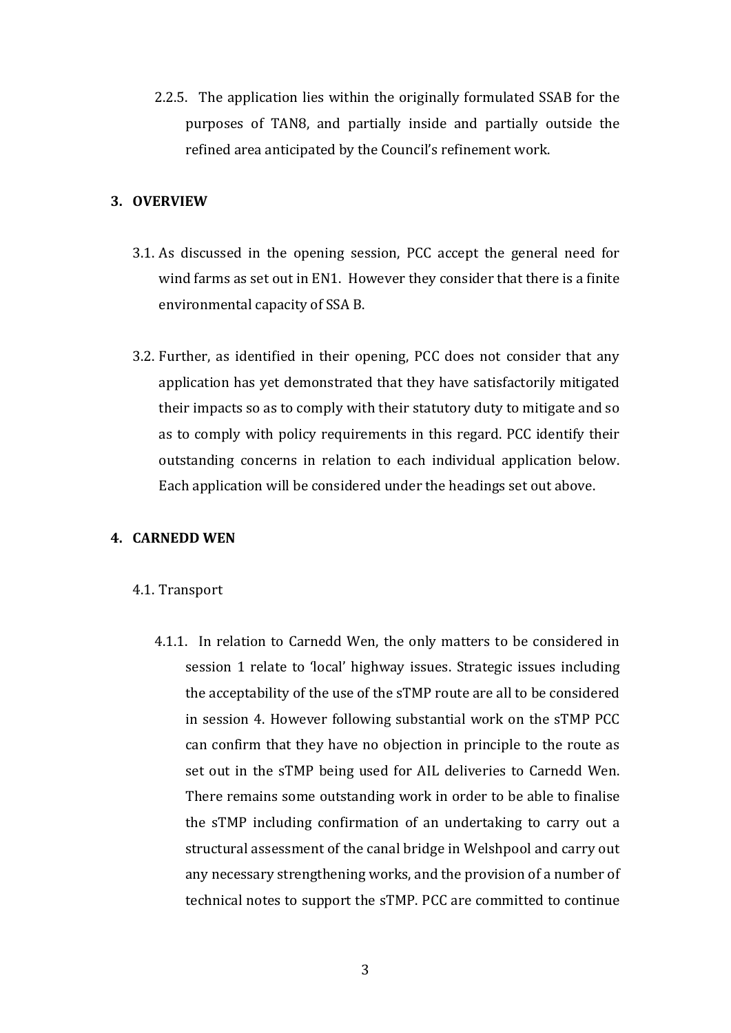2.2.5. The application lies within the originally formulated SSAB for the purposes of TAN8, and partially inside and partially outside the refined area anticipated by the Council's refinement work.

## 3. OVERVIEW

3.1. As discussed in the opening session, PCC accept the general need for wind farms as set out in EN1. However they consider that there is a finite environmental capacity of SSA B.

3.2. Further, as identified in their opening, PCC does not consider that any application has yet demonstrated that they have satisfactorily mitigated their impacts so as to comply with their statutory duty to mitigate and so as to comply with policy requirements in this regard. PCC identify their outstanding concerns in relation to each individual application below. Each application will be considered under the headings set out above.

## 4. CARNEDD WEN

### 4.1. Transport

4.1.1. In relation to Carnedd Wen, the only matters to be considered in session 1 relate to 'local' highway issues. Strategic issues including the acceptability of the use of the sTMP route are all to be considered in session 4. However following substantial work on the sTMP PCC can confirm that they have no objection in principle to the route as set out in the sTMP being used for AIL deliveries to Carnedd Wen. There remains some outstanding work in order to be able to finalise the sTMP including confirmation of an undertaking to carry out a structural assessment of the canal bridge in Welshpool and carry out any necessary strengthening works, and the provision of a number of technical notes to support the sTMP. PCC are committed to continue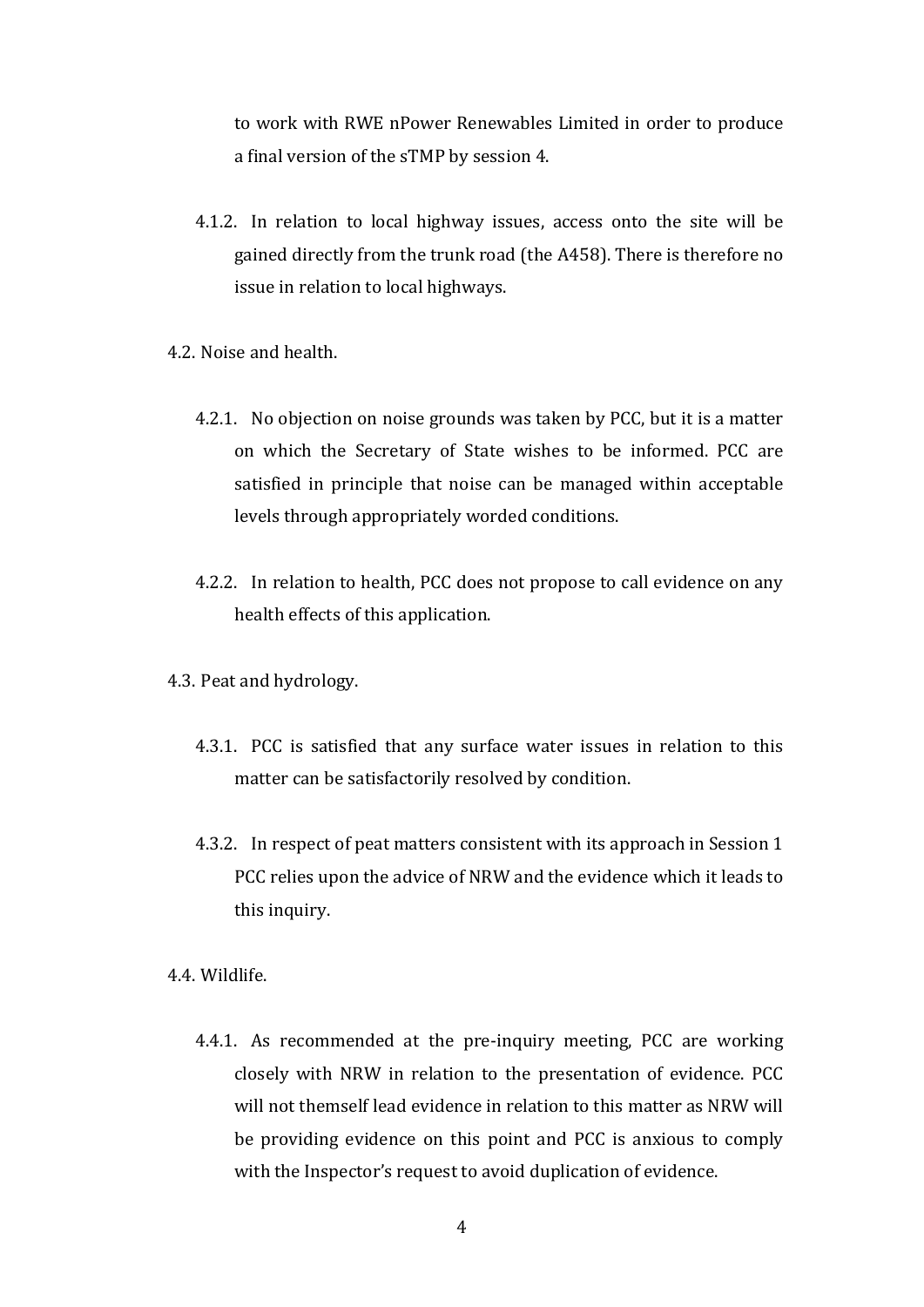to work with RWE nPower Renewables Limited in order to produce a final version of the sTMP by session 4.

4.1.2. In relation to local highway issues, access onto the site will be gained directly from the trunk road (the A458). There is therefore no issue in relation to local highways.

4.2. Noise and health.

4.2.1. No objection on noise grounds was taken by PCC, but it is a matter on which the Secretary of State wishes to be informed. PCC are satisfied in principle that noise can be managed within acceptable levels through appropriately worded conditions.

4.2.2. In relation to health, PCC does not propose to call evidence on any health effects of this application.

4.3. Peat and hydrology.

4.3.1. PCC is satisfied that any surface water issues in relation to this matter can be satisfactorily resolved by condition.

4.3.2. In respect of peat matters consistent with its approach in Session 1 PCC relies upon the advice of NRW and the evidence which it leads to this inquiry.

4.4. Wildlife.

4.4.1. As recommended at the pre-inquiry meeting, PCC are working closely with NRW in relation to the presentation of evidence. PCC will not themself lead evidence in relation to this matter as NRW will be providing evidence on this point and PCC is anxious to comply with the Inspector's request to avoid duplication of evidence.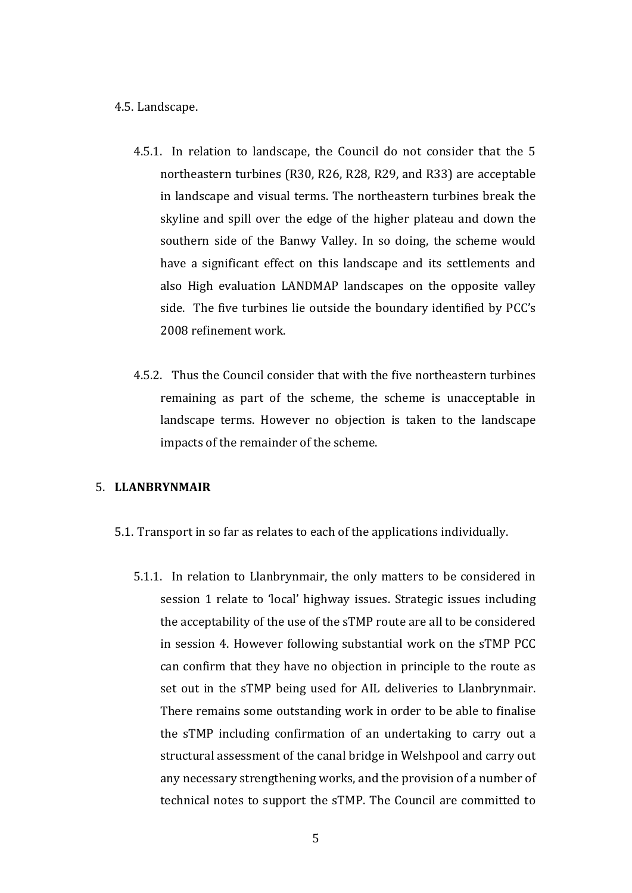4.5. Landscape.

4.5.1. In relation to landscape, the Council do not consider that the 5 northeastern turbines (R30, R26, R28, R29, and R33) are acceptable in landscape and visual terms. The northeastern turbines break the skyline and spill over the edge of the higher plateau and down the southern side of the Banwy Valley. In so doing, the scheme would have a significant effect on this landscape and its settlements and also High evaluation LANDMAP landscapes on the opposite valley side. The five turbines lie outside the boundary identified by PCC's 2008 refinement work.

4.5.2. Thus the Council consider that with the five northeastern turbines remaining as part of the scheme, the scheme is unacceptable in landscape terms. However no objection is taken to the landscape impacts of the remainder of the scheme.

5. **LLANBRYNMAIR**

5.1. Transport in so far as relates to each of the applications individually.

5.1.1. In relation to Llanbrynmair, the only matters to be considered in session 1 relate to 'local' highway issues. Strategic issues including the acceptability of the use of the sTMP route are all to be considered in session 4. However following substantial work on the sTMP PCC can confirm that they have no objection in principle to the route as set out in the sTMP being used for AIL deliveries to Llanbrynmair. There remains some outstanding work in order to be able to finalise the sTMP including confirmation of an undertaking to carry out a structural assessment of the canal bridge in Welshpool and carry out any necessary strengthening works, and the provision of a number of technical notes to support the sTMP. The Council are committed to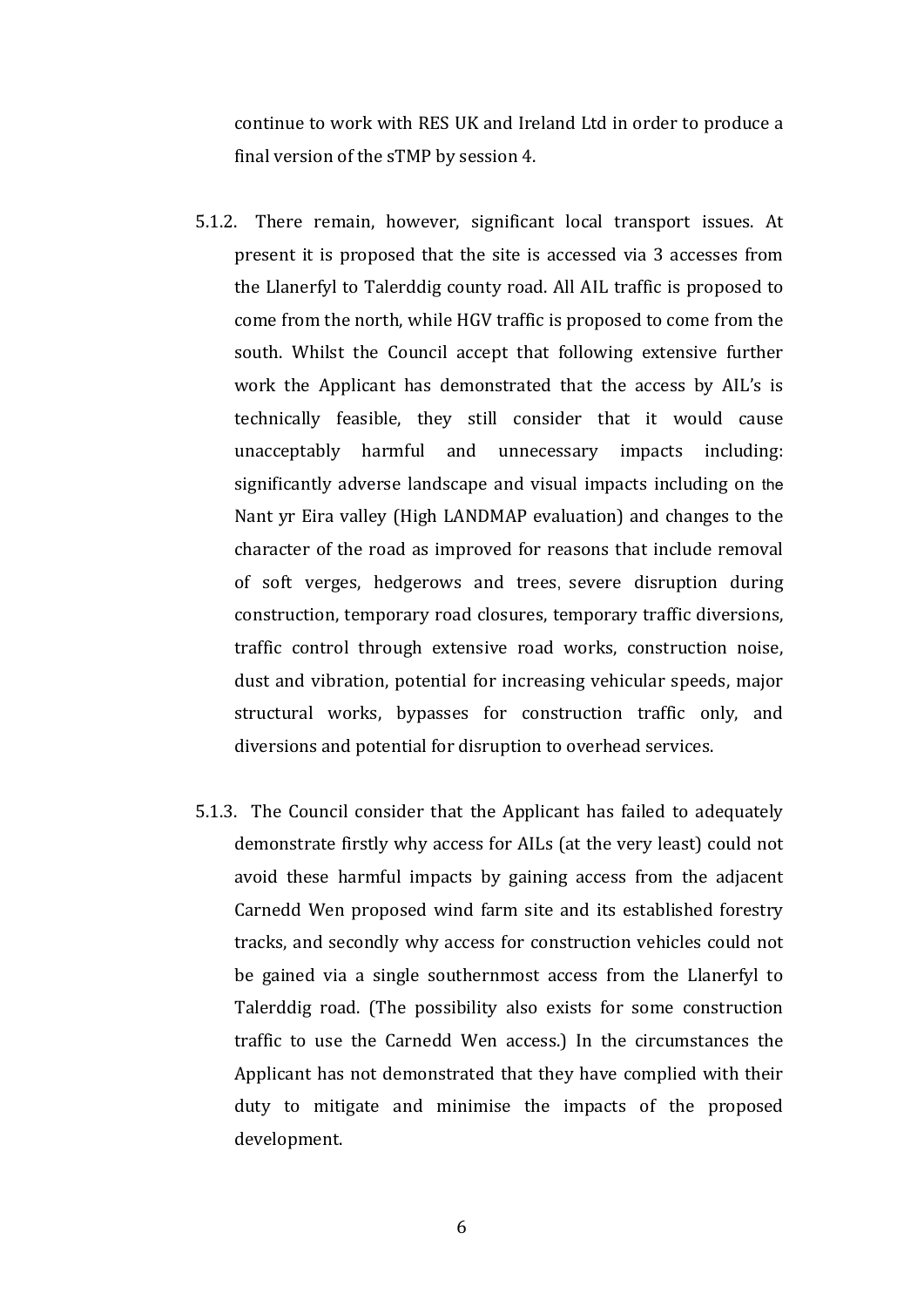continue to work with RES UK and Ireland Ltd in order to produce a final version of the sTMP by session 4.

5.1.2. There remain, however, significant local transport issues. At present it is proposed that the site is accessed via 3 accesses from the Llanerfyl to Talerddig county road. All AIL traffic is proposed to come from the north, while HGV traffic is proposed to come from the south. Whilst the Council accept that following extensive further work the Applicant has demonstrated that the access by AIL's is technically feasible, they still consider that it would cause unacceptably harmful and unnecessary impacts including: significantly adverse landscape and visual impacts including on the Nant yr Eira valley (High LANDMAP evaluation) and changes to the character of the road as improved for reasons that include removal of soft verges, hedgerows and trees, severe disruption during construction, temporary road closures, temporary traffic diversions, traffic control through extensive road works, construction noise, dust and vibration, potential for increasing vehicular speeds, major structural works, bypasses for construction traffic only, and diversions and potential for disruption to overhead services.

5.1.3. The Council consider that the Applicant has failed to adequately demonstrate firstly why access for AILs (at the very least) could not avoid these harmful impacts by gaining access from the adjacent Carnedd Wen proposed wind farm site and its established forestry tracks, and secondly why access for construction vehicles could not be gained via a single southernmost access from the Llanerfyl to Talerddig road. (The possibility also exists for some construction traffic to use the Carnedd Wen access.) In the circumstances the Applicant has not demonstrated that they have complied with their duty to mitigate and minimise the impacts of the proposed development.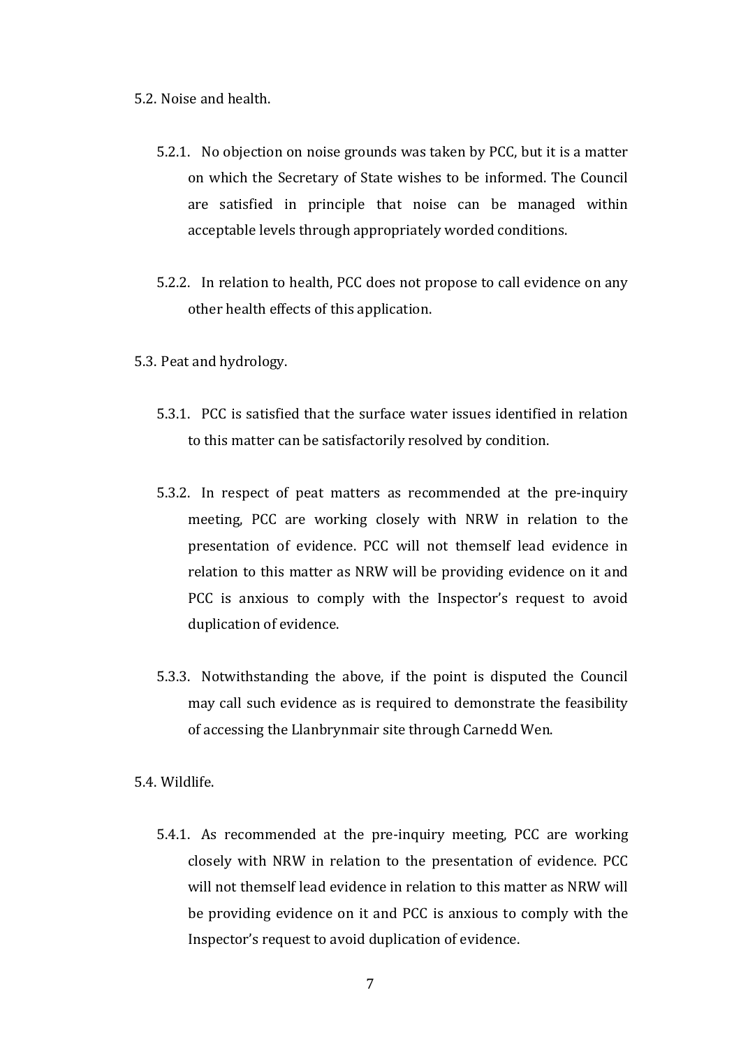5.2. Noise and health.

5.2.1. No objection on noise grounds was taken by PCC, but it is a matter on which the Secretary of State wishes to be informed. The Council are satisfied in principle that noise can be managed within acceptable levels through appropriately worded conditions.

5.2.2. In relation to health, PCC does not propose to call evidence on any other health effects of this application.

5.3. Peat and hydrology.

5.3.1. PCC is satisfied that the surface water issues identified in relation to this matter can be satisfactorily resolved by condition.

5.3.2. In respect of peat matters as recommended at the pre-inquiry meeting, PCC are working closely with NRW in relation to the presentation of evidence. PCC will not themself lead evidence in relation to this matter as NRW will be providing evidence on it and PCC is anxious to comply with the Inspector's request to avoid duplication of evidence.

5.3.3. Notwithstanding the above, if the point is disputed the Council may call such evidence as is required to demonstrate the feasibility of accessing the Llanbrynmair site through Carnedd Wen.

5.4. Wildlife.

5.4.1. As recommended at the pre-inquiry meeting, PCC are working closely with NRW in relation to the presentation of evidence. PCC will not themself lead evidence in relation to this matter as NRW will be providing evidence on it and PCC is anxious to comply with the Inspector's request to avoid duplication of evidence.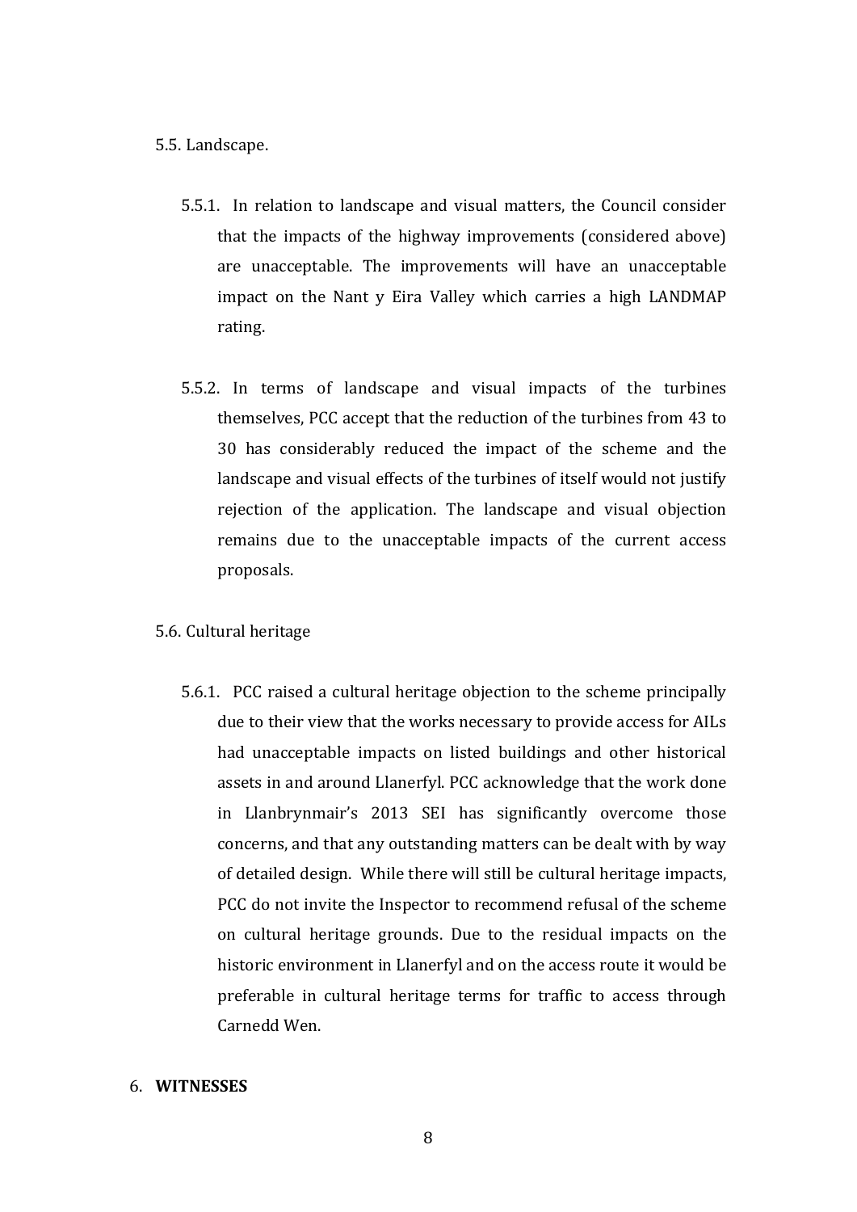5.5. Landscape.

5.5.1. In relation to landscape and visual matters, the Council consider that the impacts of the highway improvements (considered above) are unacceptable. The improvements will have an unacceptable impact on the Nant y Eira Valley which carries a high LANDMAP rating.

5.5.2. In terms of landscape and visual impacts of the turbines themselves, PCC accept that the reduction of the turbines from 43 to 30 has considerably reduced the impact of the scheme and the landscape and visual effects of the turbines of itself would not justify rejection of the application. The landscape and visual objection remains due to the unacceptable impacts of the current access proposals.

5.6. Cultural heritage

5.6.1. PCC raised a cultural heritage objection to the scheme principally due to their view that the works necessary to provide access for AILs had unacceptable impacts on listed buildings and other historical assets in and around Llanerfyl. PCC acknowledge that the work done in Llanbrynmair's 2013 SEI has significantly overcome those concerns, and that any outstanding matters can be dealt with by way of detailed design. While there will still be cultural heritage impacts, PCC do not invite the Inspector to recommend refusal of the scheme on cultural heritage grounds. Due to the residual impacts on the historic environment in Llanerfyl and on the access route it would be preferable in cultural heritage terms for traffic to access through Carnedd Wen.

6. **WITNESSES**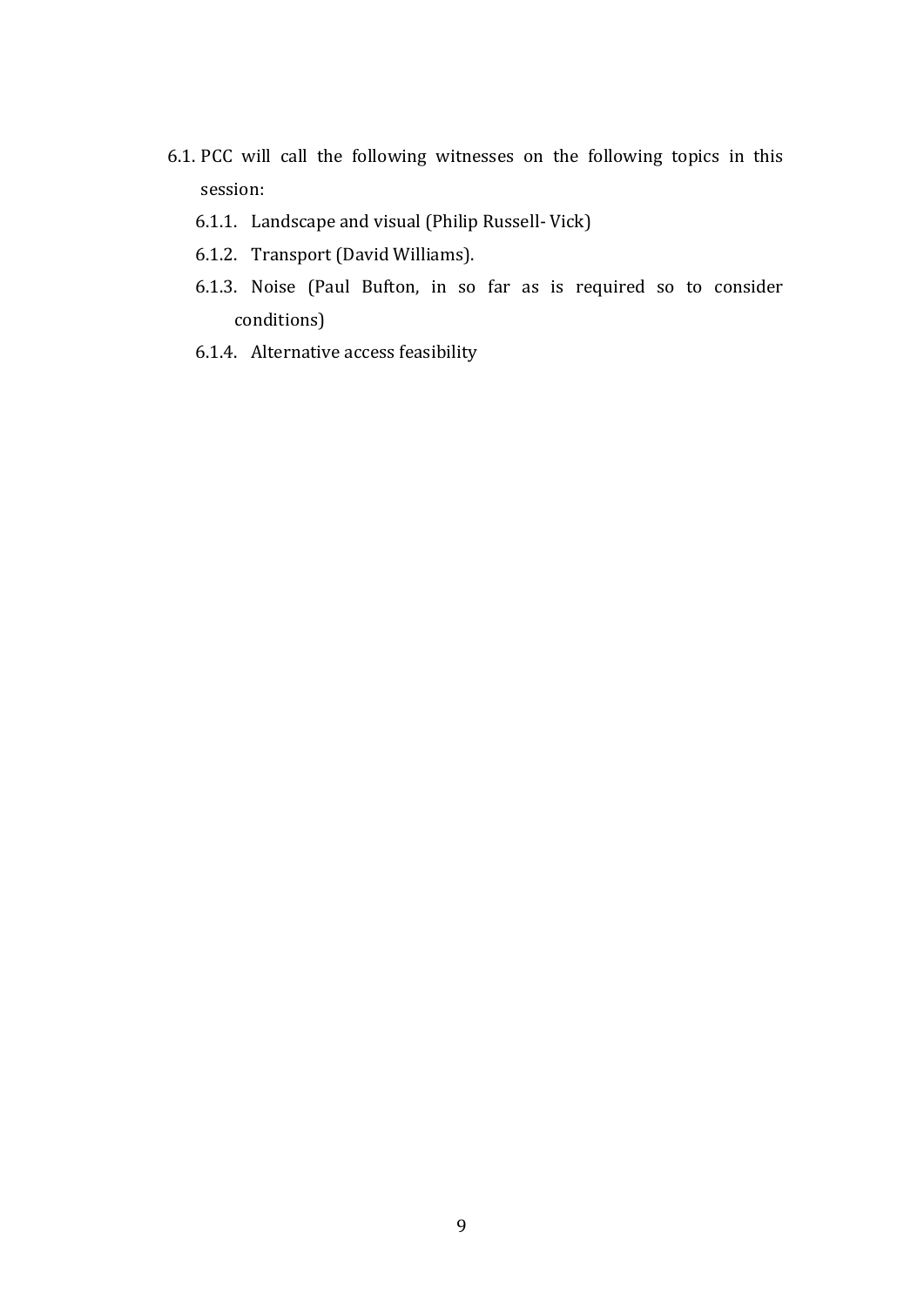6.1. PCC will call the following witnesses on the following topics in this session:

6.1.1. Landscape and visual (Philip Russell- Vick)

6.1.2. Transport (David Williams).

6.1.3. Noise (Paul Bufton, in so far as is required so to consider conditions)

6.1.4. Alternative access feasibility